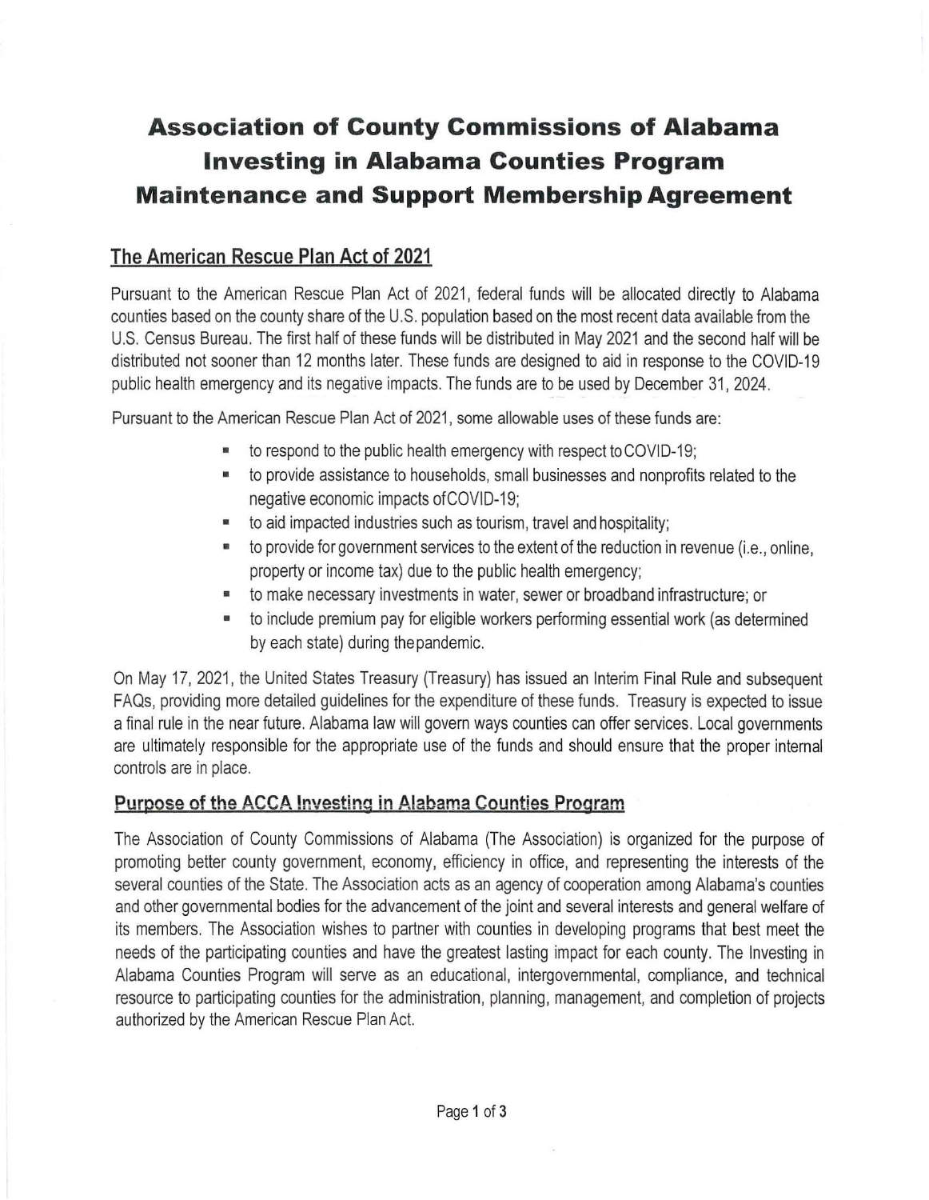# Association of County Commissions of Alabama Investing in Alabama Counties Program Maintenance and Support Membership Agreement

## The American Rescue Plan Act of 2021

Pursuant to the American Rescue Plan Act of 2021, federal funds will be allocated directly to Alabama counties based on the county share of the U.S. population based on the most recent data available from the U.S. Census Bureau. The first half of these funds will be distributed in May 2021 and the second half will be distributed not sooner than 12 months later. These funds are designed to aid in response to the COVID-19 public health emergency and its negative impacts. The funds are to be used by December 31, 2024.

Pursuant to the American Rescue Plan Act of 2021, some allowable uses of these funds are:

- to respond to the public health emergency with respect to COVID-19;
- to provide assistance to households, small businesses and nonprofits related to the negative economic impacts of COVID-19;
- to aid impacted industries such as tourism, travel and hospitality;
- to provide for government services to the extent of the reduction in revenue (i.e., online, property or income tax) due to the public health emergency;
- to make necessary investments in water, sewer or broadband infrastructure; or
- to include premium pay for eligible workers performing essential work (as determined by each state) during the pandemic.

On May 17, 2021, the United States Treasury (Treasury) has issued an Interim Final Rule and subsequent FAQs, providing more detailed guidelines for the expenditure of these funds. Treasury is expected to issue a final rule in the near future. Alabama law will govern ways counties can offer services. Local governments are ultimately responsible for the appropriate use of the funds and should ensure that the proper internal controls are in place.

## Purpose of the ACCA Investing in Alabama Counties Program

The Association of County Commissions of Alabama (The Association) is organized for the purpose of promoting better county government, economy, efficiency in office, and representing the interests of the several counties of the State. The Association acts as an agency of cooperation among Alabama's counties and other governmental bodies for the advancement of the joint and several interests and general welfare of its members. The Association wishes to partner with counties in developing programs that best meet the needs of the participating counties and have the greatest lasting impact for each county. The Investing in Alabama Counties Program will serve as an educational, intergovernmental, compliance, and technical resource to participating counties for the administration, planning, management, and completion of projects authorized by the American Rescue Plan Act.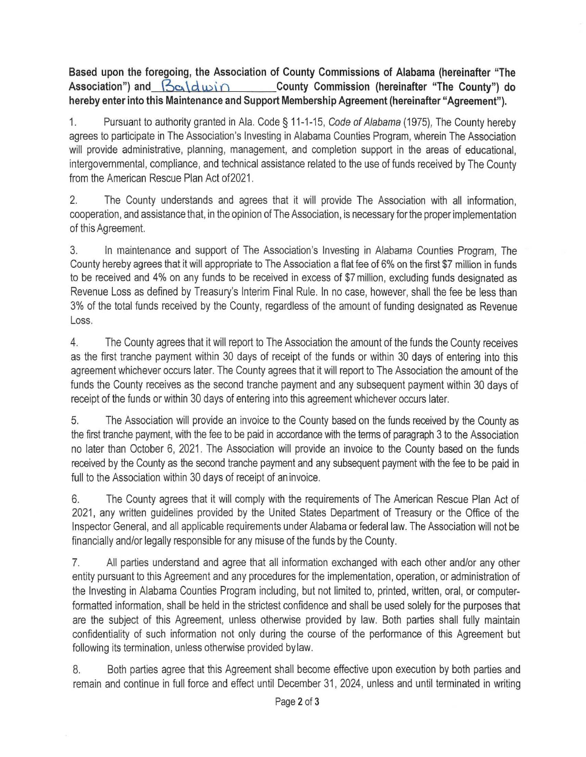**Based upon the foregoing, the Association of County Commissions of Alabama (hereinafter "The Association") and Baldwin County Commission (hereinafter "The County") do hereby enter into this Maintenance and Support Membership Agreement (hereinafter "Agreement").**

1. Pursuant to authority granted in Ala. Code § 11-1-15, *Code of Alabama* (1975), The County hereby agrees to participate in The Association's Investing in Alabama Counties Program, wherein The Association will provide administrative, planning, management, and completion support in the areas of educational, intergovernmental, compliance, and technical assistance related to the use of funds received by The County from the American Rescue Plan Act of2021.

2. The County understands and agrees that it will provide The Association with all information, cooperation, and assistance that, in the opinion of The Association, is necessary for the proper implementation of this Agreement.

3. In maintenance and support of The Association's Investing in Alabama Counties Program, The County hereby agrees that it will appropriate to The Association a flat fee of 6% on the first $7 million in funds to be received and 4% on any funds to be received in excess of $7 million, excluding funds designated as Revenue Loss as defined by Treasury's Interim Final Rule. In no case, however, shall the fee be less than 3% of the total funds received by the County, regardless of the amount of funding designated as Revenue Loss.

4. The County agrees that it will report to The Association the amount of the funds the County receives as the first tranche payment within 30 days of receipt of the funds or within 30 days of entering into this agreement whichever occurs later. The County agrees that it will report to The Association the amount of the funds the County receives as the second tranche payment and any subsequent payment within 30 days of receipt of the funds or within 30 days of entering into this agreement whichever occurs later.

5. The Association will provide an invoice to the County based on the funds received by the County as the first tranche payment, with the fee to be paid in accordance with the terms of paragraph 3 to the Association no later than October 6, 2021. The Association will provide an invoice to the County based on the funds received by the County as the second tranche payment and any subsequent payment with the fee to be paid in full to the Association within 30 days of receipt of an invoice.

6. The County agrees that it will comply with the requirements of The American Rescue Plan Act of 2021, any written guidelines provided by the United States Department of Treasury or the Office of the Inspector General, and all applicable requirements under Alabama or federal law. The Association will not be financially and/or legally responsible for any misuse of the funds by the County.

7. All parties understand and agree that all information exchanged with each other and/or any other entity pursuant to this Agreement and any procedures for the implementation, operation, or administration of the Investing in Alabama Counties Program including, but not limited to, printed, written, oral, or computer-formatted information, shall be held in the strictest confidence and shall be used solely for the purposes that are the subject of this Agreement, unless otherwise provided by law. Both parties shall fully maintain confidentiality of such information not only during the course of the performance of this Agreement but following its termination, unless otherwise provided bylaw.

8. Both parties agree that this Agreement shall become effective upon execution by both parties and remain and continue in full force and effect until December 31, 2024, unless and until terminated in writing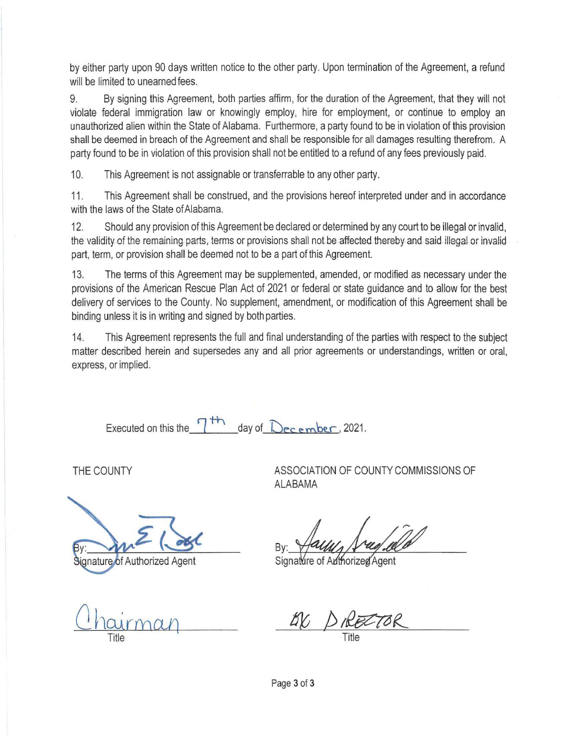by either party upon 90 days written notice to the other party. Upon termination of the Agreement, a refund will be limited to unearned fees.

9. By signing this Agreement, both parties affirm, for the duration of the Agreement, that they will not violate federal immigration law or knowingly employ, hire for employment, or continue to employ an unauthorized alien within the State of Alabama. Furthermore, a party found to be in violation of this provision shall be deemed in breach of the Agreement and shall be responsible for all damages resulting therefrom. A party found to be in violation of this provision shall not be entitled to a refund of any fees previously paid.

10. This Agreement is not assignable or transferrable to any other party.

11. This Agreement shall be construed, and the provisions hereof interpreted under and in accordance with the laws of the State of Alabama.

12. Should any provision of this Agreement be declared or determined by any court to be illegal or invalid, the validity of the remaining parts, terms or provisions shall not be affected thereby and said illegal or invalid part, term, or provision shall be deemed not to be a part of this Agreement.

13. The terms of this Agreement may be supplemented, amended, or modified as necessary under the provisions of the American Rescue Plan Act of 2021 or federal or state guidance and to allow for the best delivery of services to the County. No supplement, amendment, or modification of this Agreement shall be binding unless it is in writing and signed by both parties.

14. This Agreement represents the full and final understanding of the parties with respect to the subject matter described herein and supersedes any and all prior agreements or understandings, written or oral, express, or implied.

Executed on this the 7th day of December, 2021.

THE COUNTY

By: [signature]
Signature of Authorized Agent

Chairman
Title

ASSOCIATION OF COUNTY COMMISSIONS OF ALABAMA

By: [signature]
Signature of Authorized Agent

EX DIRECTOR
Title